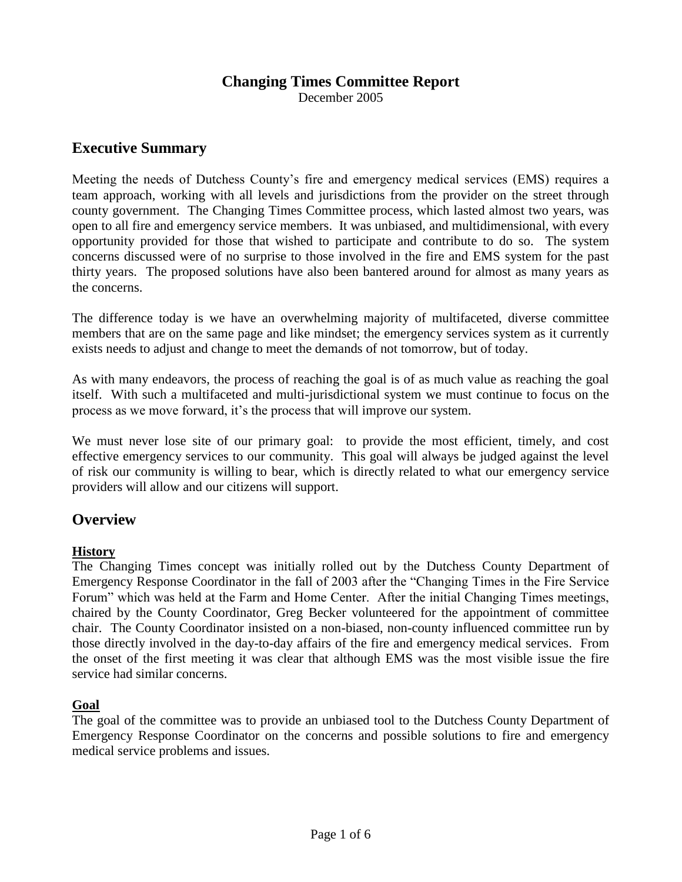# Changing Times Committee Report

December 2005

## Executive Summary

Meeting the needs of Dutchess County's fire and emergency medical services (EMS) requires a team approach, working with all levels and jurisdictions from the provider on the street through county government. The Changing Times Committee process, which lasted almost two years, was open to all fire and emergency service members. It was unbiased, and multidimensional, with every opportunity provided for those that wished to participate and contribute to do so. The system concerns discussed were of no surprise to those involved in the fire and EMS system for the past thirty years. The proposed solutions have also been bantered around for almost as many years as the concerns.

The difference today is we have an overwhelming majority of multifaceted, diverse committee members that are on the same page and like mindset; the emergency services system as it currently exists needs to adjust and change to meet the demands of not tomorrow, but of today.

As with many endeavors, the process of reaching the goal is of as much value as reaching the goal itself. With such a multifaceted and multi-jurisdictional system we must continue to focus on the process as we move forward, it's the process that will improve our system.

We must never lose site of our primary goal: to provide the most efficient, timely, and cost effective emergency services to our community. This goal will always be judged against the level of risk our community is willing to bear, which is directly related to what our emergency service providers will allow and our citizens will support.

## Overview

### History

The Changing Times concept was initially rolled out by the Dutchess County Department of Emergency Response Coordinator in the fall of 2003 after the "Changing Times in the Fire Service Forum" which was held at the Farm and Home Center. After the initial Changing Times meetings, chaired by the County Coordinator, Greg Becker volunteered for the appointment of committee chair. The County Coordinator insisted on a non-biased, non-county influenced committee run by those directly involved in the day-to-day affairs of the fire and emergency medical services. From the onset of the first meeting it was clear that although EMS was the most visible issue the fire service had similar concerns.

### Goal

The goal of the committee was to provide an unbiased tool to the Dutchess County Department of Emergency Response Coordinator on the concerns and possible solutions to fire and emergency medical service problems and issues.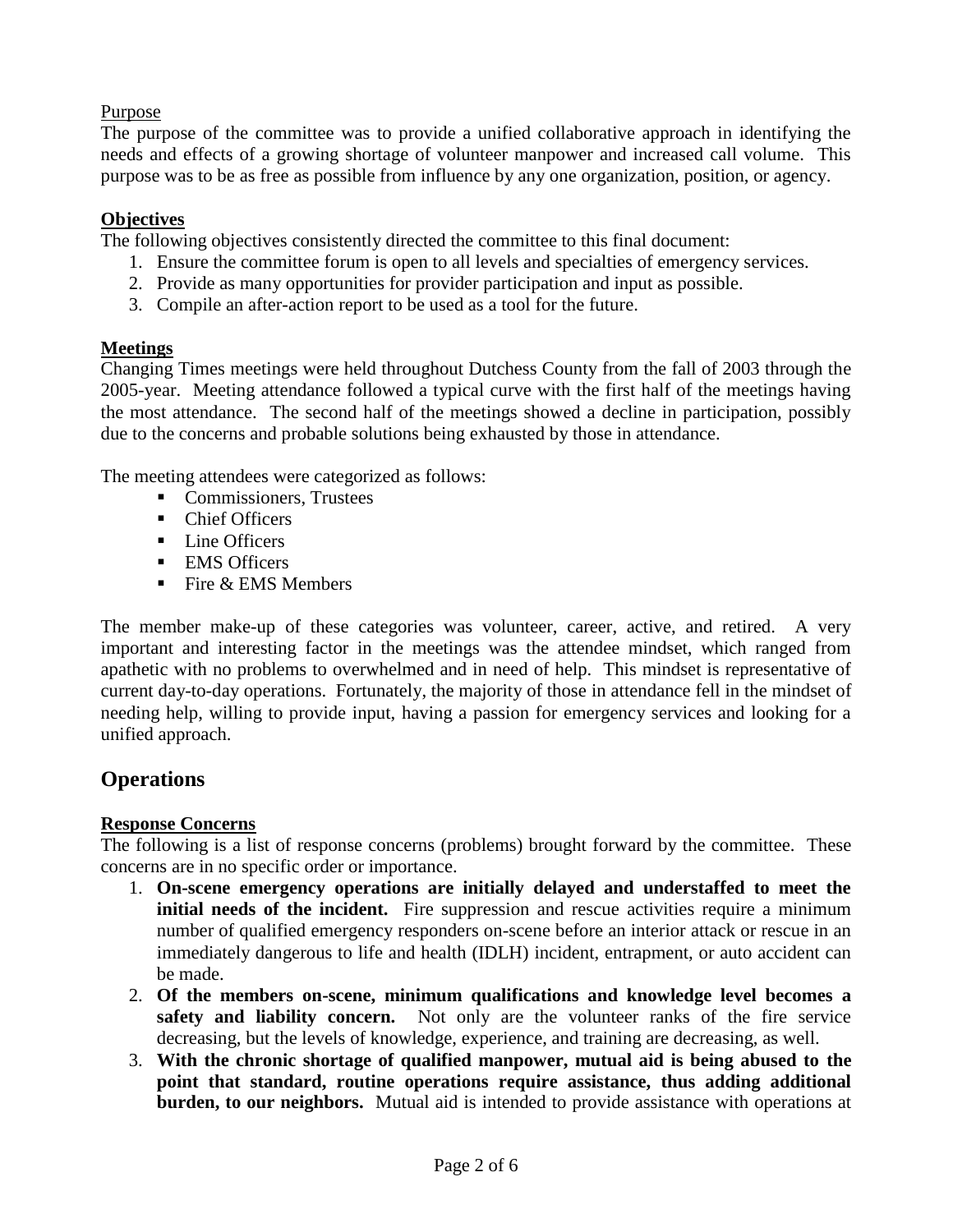Purpose

The purpose of the committee was to provide a unified collaborative approach in identifying the needs and effects of a growing shortage of volunteer manpower and increased call volume. This purpose was to be as free as possible from influence by any one organization, position, or agency.

**Objectives**

The following objectives consistently directed the committee to this final document:

1. Ensure the committee forum is open to all levels and specialties of emergency services.
2. Provide as many opportunities for provider participation and input as possible.
3. Compile an after-action report to be used as a tool for the future.

**Meetings**

Changing Times meetings were held throughout Dutchess County from the fall of 2003 through the 2005-year. Meeting attendance followed a typical curve with the first half of the meetings having the most attendance. The second half of the meetings showed a decline in participation, possibly due to the concerns and probable solutions being exhausted by those in attendance.

The meeting attendees were categorized as follows:

- Commissioners, Trustees
- Chief Officers
- Line Officers
- EMS Officers
- Fire & EMS Members

The member make-up of these categories was volunteer, career, active, and retired. A very important and interesting factor in the meetings was the attendee mindset, which ranged from apathetic with no problems to overwhelmed and in need of help. This mindset is representative of current day-to-day operations. Fortunately, the majority of those in attendance fell in the mindset of needing help, willing to provide input, having a passion for emergency services and looking for a unified approach.

## Operations

**Response Concerns**

The following is a list of response concerns (problems) brought forward by the committee. These concerns are in no specific order or importance.

1. **On-scene emergency operations are initially delayed and understaffed to meet the initial needs of the incident.** Fire suppression and rescue activities require a minimum number of qualified emergency responders on-scene before an interior attack or rescue in an immediately dangerous to life and health (IDLH) incident, entrapment, or auto accident can be made.
2. **Of the members on-scene, minimum qualifications and knowledge level becomes a safety and liability concern.** Not only are the volunteer ranks of the fire service decreasing, but the levels of knowledge, experience, and training are decreasing, as well.
3. **With the chronic shortage of qualified manpower, mutual aid is being abused to the point that standard, routine operations require assistance, thus adding additional burden, to our neighbors.** Mutual aid is intended to provide assistance with operations at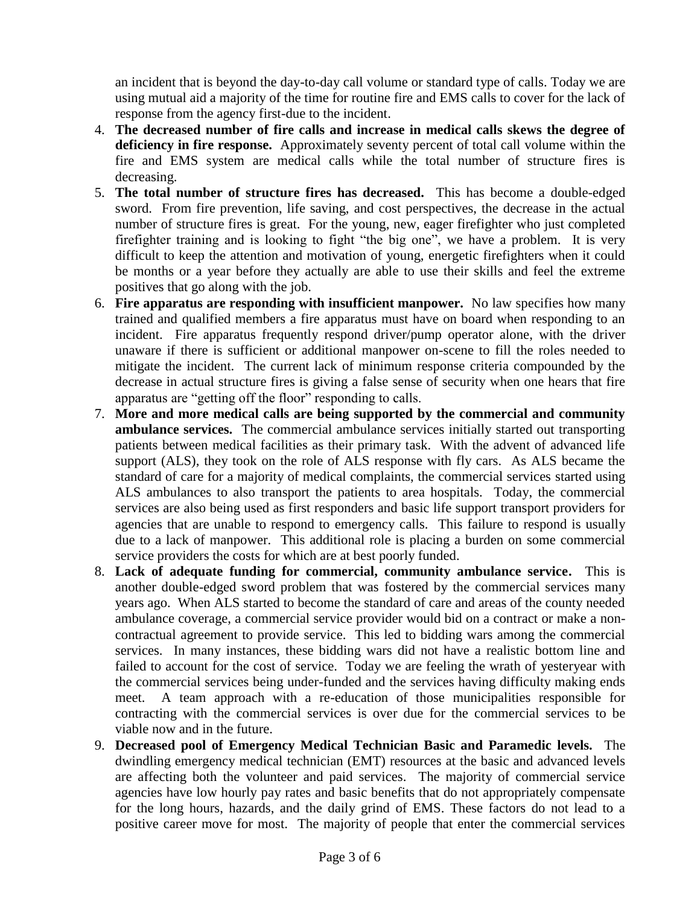an incident that is beyond the day-to-day call volume or standard type of calls. Today we are using mutual aid a majority of the time for routine fire and EMS calls to cover for the lack of response from the agency first-due to the incident.

4. **The decreased number of fire calls and increase in medical calls skews the degree of deficiency in fire response.** Approximately seventy percent of total call volume within the fire and EMS system are medical calls while the total number of structure fires is decreasing.
5. **The total number of structure fires has decreased.** This has become a double-edged sword. From fire prevention, life saving, and cost perspectives, the decrease in the actual number of structure fires is great. For the young, new, eager firefighter who just completed firefighter training and is looking to fight "the big one", we have a problem. It is very difficult to keep the attention and motivation of young, energetic firefighters when it could be months or a year before they actually are able to use their skills and feel the extreme positives that go along with the job.
6. **Fire apparatus are responding with insufficient manpower.** No law specifies how many trained and qualified members a fire apparatus must have on board when responding to an incident. Fire apparatus frequently respond driver/pump operator alone, with the driver unaware if there is sufficient or additional manpower on-scene to fill the roles needed to mitigate the incident. The current lack of minimum response criteria compounded by the decrease in actual structure fires is giving a false sense of security when one hears that fire apparatus are "getting off the floor" responding to calls.
7. **More and more medical calls are being supported by the commercial and community ambulance services.** The commercial ambulance services initially started out transporting patients between medical facilities as their primary task. With the advent of advanced life support (ALS), they took on the role of ALS response with fly cars. As ALS became the standard of care for a majority of medical complaints, the commercial services started using ALS ambulances to also transport the patients to area hospitals. Today, the commercial services are also being used as first responders and basic life support transport providers for agencies that are unable to respond to emergency calls. This failure to respond is usually due to a lack of manpower. This additional role is placing a burden on some commercial service providers the costs for which are at best poorly funded.
8. **Lack of adequate funding for commercial, community ambulance service.** This is another double-edged sword problem that was fostered by the commercial services many years ago. When ALS started to become the standard of care and areas of the county needed ambulance coverage, a commercial service provider would bid on a contract or make a non-contractual agreement to provide service. This led to bidding wars among the commercial services. In many instances, these bidding wars did not have a realistic bottom line and failed to account for the cost of service. Today we are feeling the wrath of yesteryear with the commercial services being under-funded and the services having difficulty making ends meet. A team approach with a re-education of those municipalities responsible for contracting with the commercial services is over due for the commercial services to be viable now and in the future.
9. **Decreased pool of Emergency Medical Technician Basic and Paramedic levels.** The dwindling emergency medical technician (EMT) resources at the basic and advanced levels are affecting both the volunteer and paid services. The majority of commercial service agencies have low hourly pay rates and basic benefits that do not appropriately compensate for the long hours, hazards, and the daily grind of EMS. These factors do not lead to a positive career move for most. The majority of people that enter the commercial services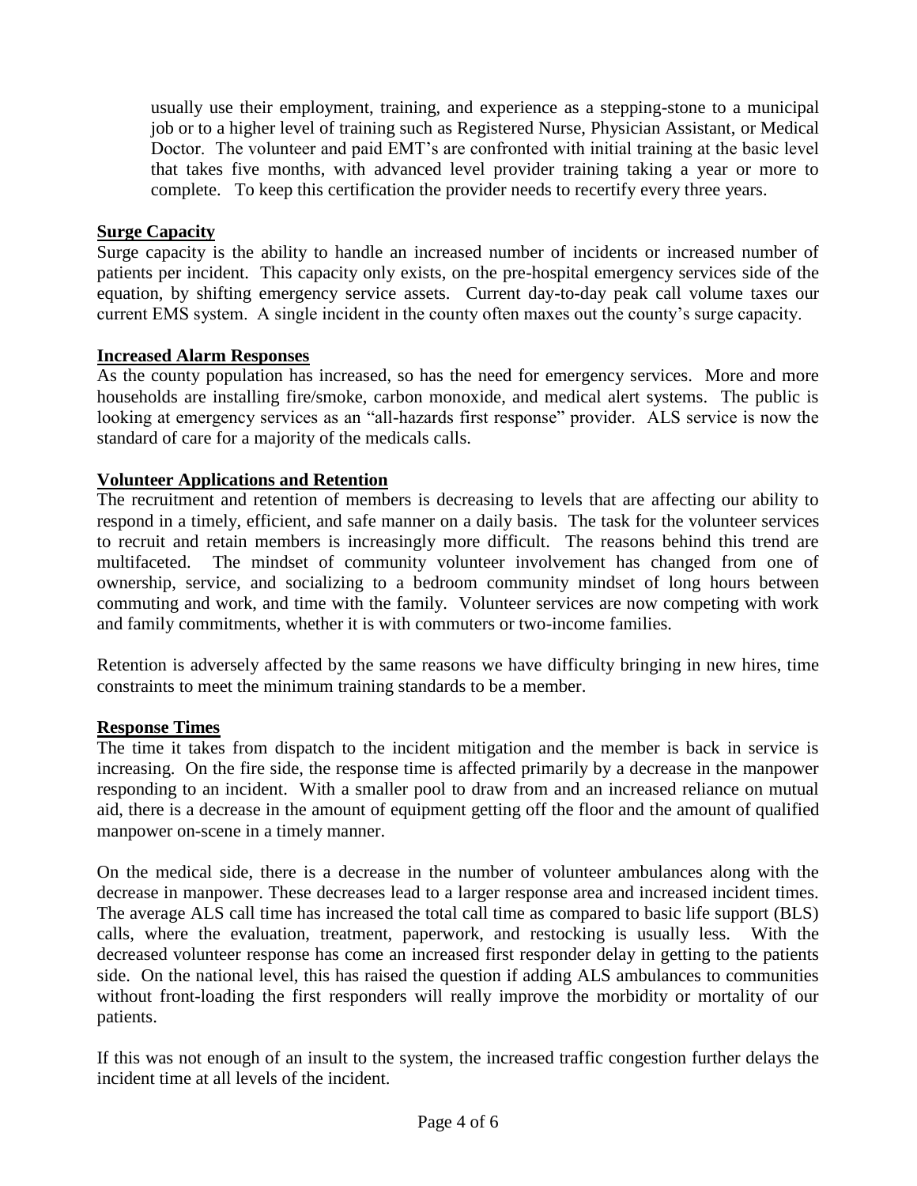usually use their employment, training, and experience as a stepping-stone to a municipal job or to a higher level of training such as Registered Nurse, Physician Assistant, or Medical Doctor. The volunteer and paid EMT's are confronted with initial training at the basic level that takes five months, with advanced level provider training taking a year or more to complete. To keep this certification the provider needs to recertify every three years.

**Surge Capacity**

Surge capacity is the ability to handle an increased number of incidents or increased number of patients per incident. This capacity only exists, on the pre-hospital emergency services side of the equation, by shifting emergency service assets. Current day-to-day peak call volume taxes our current EMS system. A single incident in the county often maxes out the county's surge capacity.

**Increased Alarm Responses**

As the county population has increased, so has the need for emergency services. More and more households are installing fire/smoke, carbon monoxide, and medical alert systems. The public is looking at emergency services as an "all-hazards first response" provider. ALS service is now the standard of care for a majority of the medicals calls.

**Volunteer Applications and Retention**

The recruitment and retention of members is decreasing to levels that are affecting our ability to respond in a timely, efficient, and safe manner on a daily basis. The task for the volunteer services to recruit and retain members is increasingly more difficult. The reasons behind this trend are multifaceted. The mindset of community volunteer involvement has changed from one of ownership, service, and socializing to a bedroom community mindset of long hours between commuting and work, and time with the family. Volunteer services are now competing with work and family commitments, whether it is with commuters or two-income families.

Retention is adversely affected by the same reasons we have difficulty bringing in new hires, time constraints to meet the minimum training standards to be a member.

**Response Times**

The time it takes from dispatch to the incident mitigation and the member is back in service is increasing. On the fire side, the response time is affected primarily by a decrease in the manpower responding to an incident. With a smaller pool to draw from and an increased reliance on mutual aid, there is a decrease in the amount of equipment getting off the floor and the amount of qualified manpower on-scene in a timely manner.

On the medical side, there is a decrease in the number of volunteer ambulances along with the decrease in manpower. These decreases lead to a larger response area and increased incident times. The average ALS call time has increased the total call time as compared to basic life support (BLS) calls, where the evaluation, treatment, paperwork, and restocking is usually less. With the decreased volunteer response has come an increased first responder delay in getting to the patients side. On the national level, this has raised the question if adding ALS ambulances to communities without front-loading the first responders will really improve the morbidity or mortality of our patients.

If this was not enough of an insult to the system, the increased traffic congestion further delays the incident time at all levels of the incident.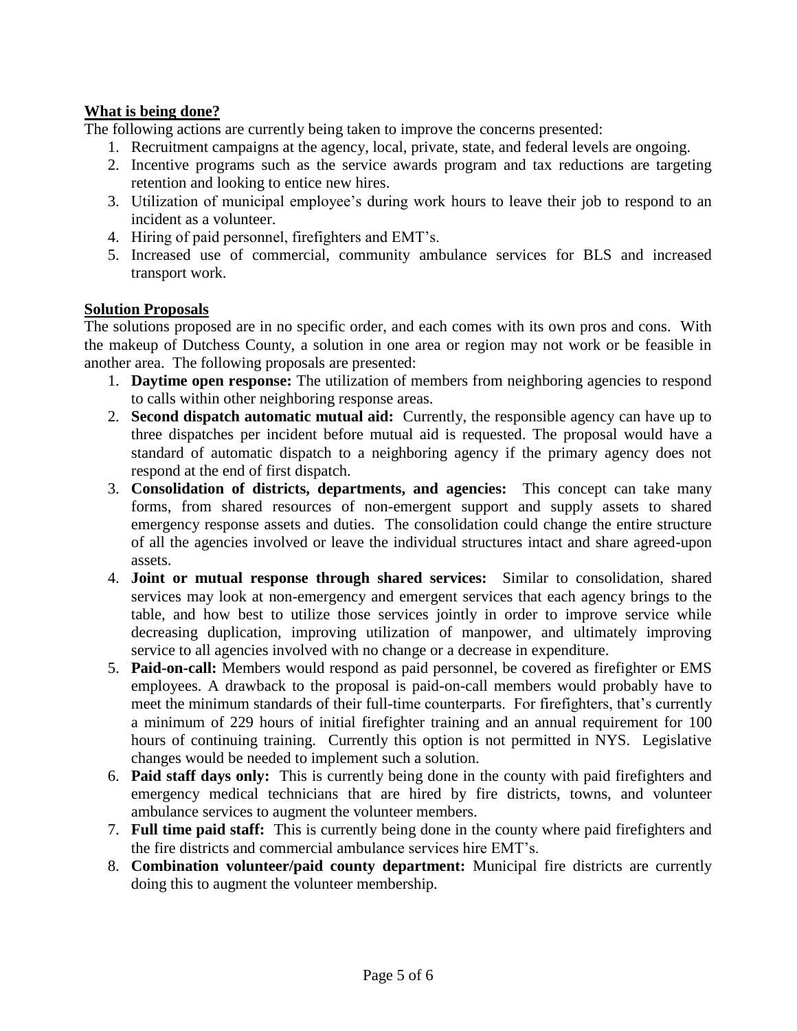**What is being done?**

The following actions are currently being taken to improve the concerns presented:

1. Recruitment campaigns at the agency, local, private, state, and federal levels are ongoing.
2. Incentive programs such as the service awards program and tax reductions are targeting retention and looking to entice new hires.
3. Utilization of municipal employee's during work hours to leave their job to respond to an incident as a volunteer.
4. Hiring of paid personnel, firefighters and EMT's.
5. Increased use of commercial, community ambulance services for BLS and increased transport work.

**Solution Proposals**

The solutions proposed are in no specific order, and each comes with its own pros and cons. With the makeup of Dutchess County, a solution in one area or region may not work or be feasible in another area. The following proposals are presented:

1. **Daytime open response:** The utilization of members from neighboring agencies to respond to calls within other neighboring response areas.
2. **Second dispatch automatic mutual aid:** Currently, the responsible agency can have up to three dispatches per incident before mutual aid is requested. The proposal would have a standard of automatic dispatch to a neighboring agency if the primary agency does not respond at the end of first dispatch.
3. **Consolidation of districts, departments, and agencies:** This concept can take many forms, from shared resources of non-emergent support and supply assets to shared emergency response assets and duties. The consolidation could change the entire structure of all the agencies involved or leave the individual structures intact and share agreed-upon assets.
4. **Joint or mutual response through shared services:** Similar to consolidation, shared services may look at non-emergency and emergent services that each agency brings to the table, and how best to utilize those services jointly in order to improve service while decreasing duplication, improving utilization of manpower, and ultimately improving service to all agencies involved with no change or a decrease in expenditure.
5. **Paid-on-call:** Members would respond as paid personnel, be covered as firefighter or EMS employees. A drawback to the proposal is paid-on-call members would probably have to meet the minimum standards of their full-time counterparts. For firefighters, that's currently a minimum of 229 hours of initial firefighter training and an annual requirement for 100 hours of continuing training. Currently this option is not permitted in NYS. Legislative changes would be needed to implement such a solution.
6. **Paid staff days only:** This is currently being done in the county with paid firefighters and emergency medical technicians that are hired by fire districts, towns, and volunteer ambulance services to augment the volunteer members.
7. **Full time paid staff:** This is currently being done in the county where paid firefighters and the fire districts and commercial ambulance services hire EMT's.
8. **Combination volunteer/paid county department:** Municipal fire districts are currently doing this to augment the volunteer membership.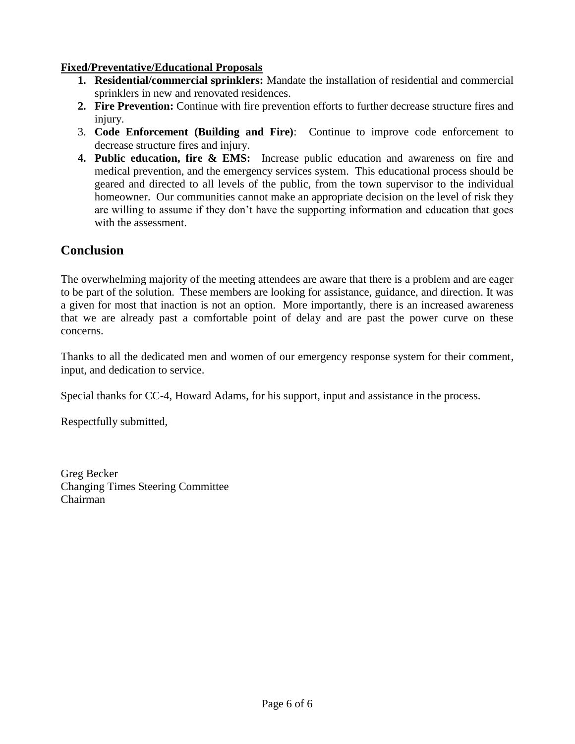**Fixed/Preventative/Educational Proposals**

1. **Residential/commercial sprinklers:** Mandate the installation of residential and commercial sprinklers in new and renovated residences.
2. **Fire Prevention:** Continue with fire prevention efforts to further decrease structure fires and injury.
3. **Code Enforcement (Building and Fire)**: Continue to improve code enforcement to decrease structure fires and injury.
4. **Public education, fire & EMS:** Increase public education and awareness on fire and medical prevention, and the emergency services system. This educational process should be geared and directed to all levels of the public, from the town supervisor to the individual homeowner. Our communities cannot make an appropriate decision on the level of risk they are willing to assume if they don't have the supporting information and education that goes with the assessment.

## Conclusion

The overwhelming majority of the meeting attendees are aware that there is a problem and are eager to be part of the solution. These members are looking for assistance, guidance, and direction. It was a given for most that inaction is not an option. More importantly, there is an increased awareness that we are already past a comfortable point of delay and are past the power curve on these concerns.

Thanks to all the dedicated men and women of our emergency response system for their comment, input, and dedication to service.

Special thanks for CC-4, Howard Adams, for his support, input and assistance in the process.

Respectfully submitted,

Greg Becker
Changing Times Steering Committee
Chairman